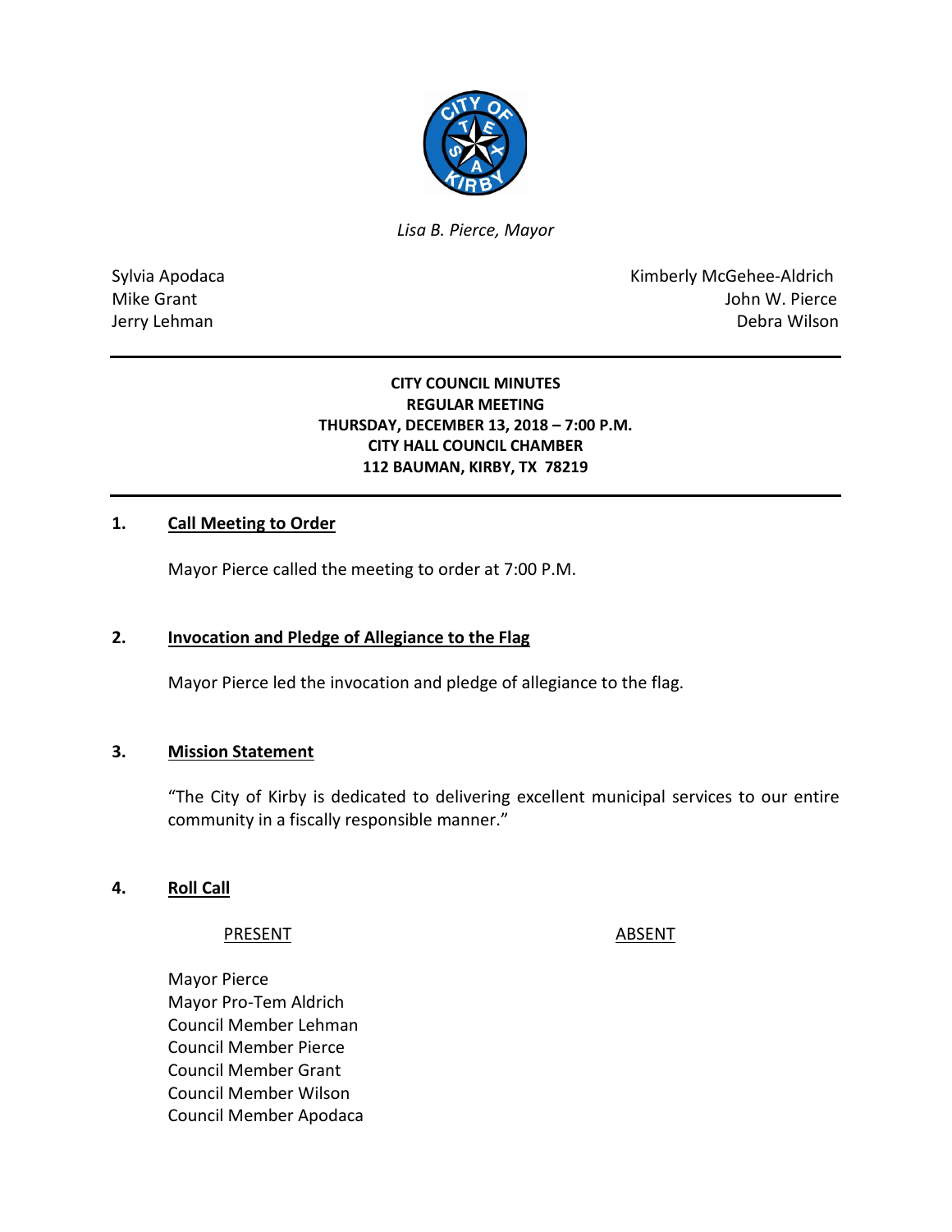*Lisa B. Pierce, Mayor*

Sylvia Apodaca
Mike Grant
Jerry Lehman

Kimberly McGehee-Aldrich
John W. Pierce
Debra Wilson

---

**CITY COUNCIL MINUTES**
**REGULAR MEETING**
**THURSDAY, DECEMBER 13, 2018 – 7:00 P.M.**
**CITY HALL COUNCIL CHAMBER**
**112 BAUMAN, KIRBY, TX 78219**

---

## 1. Call Meeting to Order

Mayor Pierce called the meeting to order at 7:00 P.M.

## 2. Invocation and Pledge of Allegiance to the Flag

Mayor Pierce led the invocation and pledge of allegiance to the flag.

## 3. Mission Statement

"The City of Kirby is dedicated to delivering excellent municipal services to our entire community in a fiscally responsible manner."

## 4. Roll Call

| PRESENT | ABSENT |
|---|---|
| Mayor Pierce | |
| Mayor Pro-Tem Aldrich | |
| Council Member Lehman | |
| Council Member Pierce | |
| Council Member Grant | |
| Council Member Wilson | |
| Council Member Apodaca | |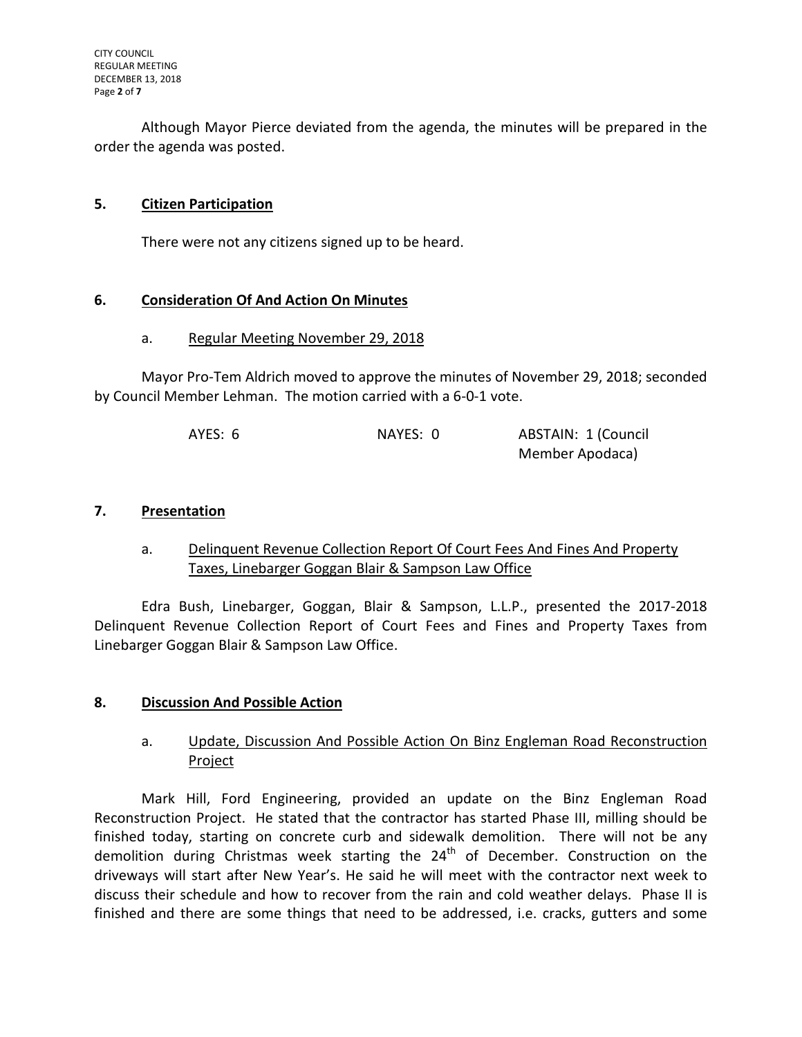Although Mayor Pierce deviated from the agenda, the minutes will be prepared in the order the agenda was posted.

## 5. Citizen Participation

There were not any citizens signed up to be heard.

## 6. Consideration Of And Action On Minutes

### a. Regular Meeting November 29, 2018

Mayor Pro-Tem Aldrich moved to approve the minutes of November 29, 2018; seconded by Council Member Lehman. The motion carried with a 6-0-1 vote.

AYES: 6 NAYES: 0 ABSTAIN: 1 (Council Member Apodaca)

## 7. Presentation

### a. Delinquent Revenue Collection Report Of Court Fees And Fines And Property Taxes, Linebarger Goggan Blair & Sampson Law Office

Edra Bush, Linebarger, Goggan, Blair & Sampson, L.L.P., presented the 2017-2018 Delinquent Revenue Collection Report of Court Fees and Fines and Property Taxes from Linebarger Goggan Blair & Sampson Law Office.

## 8. Discussion And Possible Action

### a. Update, Discussion And Possible Action On Binz Engleman Road Reconstruction Project

Mark Hill, Ford Engineering, provided an update on the Binz Engleman Road Reconstruction Project. He stated that the contractor has started Phase III, milling should be finished today, starting on concrete curb and sidewalk demolition. There will not be any demolition during Christmas week starting the 24th of December. Construction on the driveways will start after New Year's. He said he will meet with the contractor next week to discuss their schedule and how to recover from the rain and cold weather delays. Phase II is finished and there are some things that need to be addressed, i.e. cracks, gutters and some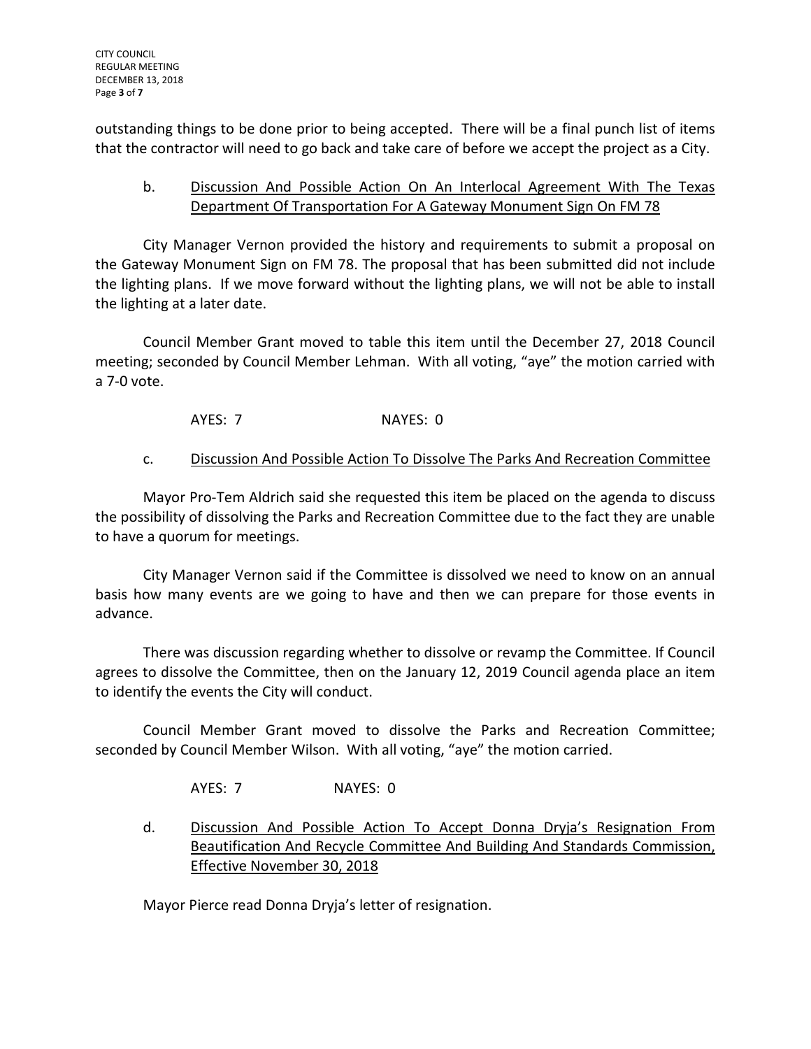outstanding things to be done prior to being accepted. There will be a final punch list of items that the contractor will need to go back and take care of before we accept the project as a City.

b. <u>Discussion And Possible Action On An Interlocal Agreement With The Texas Department Of Transportation For A Gateway Monument Sign On FM 78</u>

City Manager Vernon provided the history and requirements to submit a proposal on the Gateway Monument Sign on FM 78. The proposal that has been submitted did not include the lighting plans. If we move forward without the lighting plans, we will not be able to install the lighting at a later date.

Council Member Grant moved to table this item until the December 27, 2018 Council meeting; seconded by Council Member Lehman. With all voting, "aye" the motion carried with a 7-0 vote.

AYES: 7 NAYES: 0

c. <u>Discussion And Possible Action To Dissolve The Parks And Recreation Committee</u>

Mayor Pro-Tem Aldrich said she requested this item be placed on the agenda to discuss the possibility of dissolving the Parks and Recreation Committee due to the fact they are unable to have a quorum for meetings.

City Manager Vernon said if the Committee is dissolved we need to know on an annual basis how many events are we going to have and then we can prepare for those events in advance.

There was discussion regarding whether to dissolve or revamp the Committee. If Council agrees to dissolve the Committee, then on the January 12, 2019 Council agenda place an item to identify the events the City will conduct.

Council Member Grant moved to dissolve the Parks and Recreation Committee; seconded by Council Member Wilson. With all voting, "aye" the motion carried.

AYES: 7 NAYES: 0

d. <u>Discussion And Possible Action To Accept Donna Dryja's Resignation From Beautification And Recycle Committee And Building And Standards Commission, Effective November 30, 2018</u>

Mayor Pierce read Donna Dryja's letter of resignation.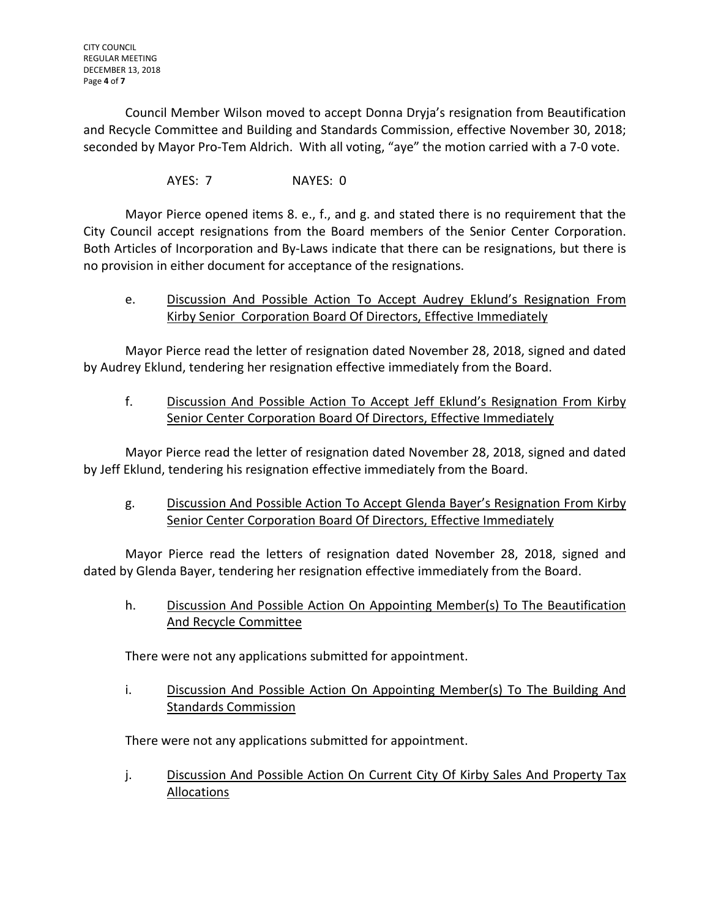Council Member Wilson moved to accept Donna Dryja's resignation from Beautification and Recycle Committee and Building and Standards Commission, effective November 30, 2018; seconded by Mayor Pro-Tem Aldrich. With all voting, "aye" the motion carried with a 7-0 vote.

AYES: 7 NAYES: 0

Mayor Pierce opened items 8. e., f., and g. and stated there is no requirement that the City Council accept resignations from the Board members of the Senior Center Corporation. Both Articles of Incorporation and By-Laws indicate that there can be resignations, but there is no provision in either document for acceptance of the resignations.

e. Discussion And Possible Action To Accept Audrey Eklund's Resignation From Kirby Senior Corporation Board Of Directors, Effective Immediately

Mayor Pierce read the letter of resignation dated November 28, 2018, signed and dated by Audrey Eklund, tendering her resignation effective immediately from the Board.

f. Discussion And Possible Action To Accept Jeff Eklund's Resignation From Kirby Senior Center Corporation Board Of Directors, Effective Immediately

Mayor Pierce read the letter of resignation dated November 28, 2018, signed and dated by Jeff Eklund, tendering his resignation effective immediately from the Board.

g. Discussion And Possible Action To Accept Glenda Bayer's Resignation From Kirby Senior Center Corporation Board Of Directors, Effective Immediately

Mayor Pierce read the letters of resignation dated November 28, 2018, signed and dated by Glenda Bayer, tendering her resignation effective immediately from the Board.

h. Discussion And Possible Action On Appointing Member(s) To The Beautification And Recycle Committee

There were not any applications submitted for appointment.

i. Discussion And Possible Action On Appointing Member(s) To The Building And Standards Commission

There were not any applications submitted for appointment.

j. Discussion And Possible Action On Current City Of Kirby Sales And Property Tax Allocations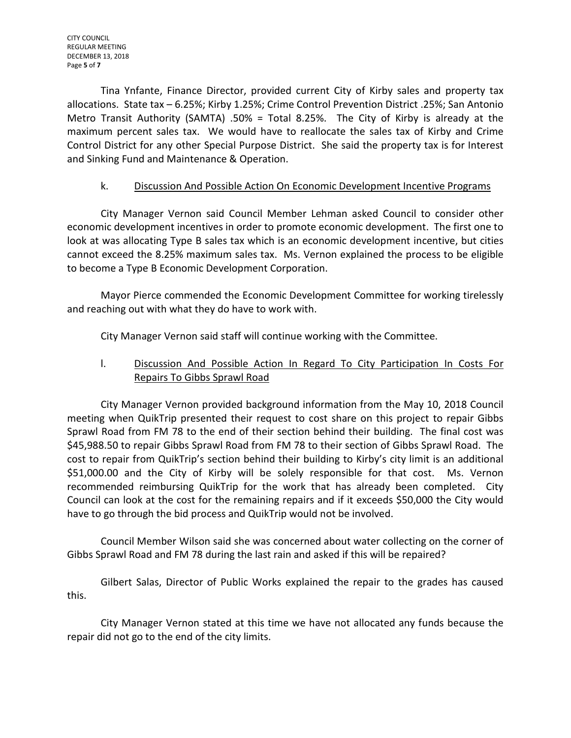Tina Ynfante, Finance Director, provided current City of Kirby sales and property tax allocations. State tax – 6.25%; Kirby 1.25%; Crime Control Prevention District .25%; San Antonio Metro Transit Authority (SAMTA) .50% = Total 8.25%. The City of Kirby is already at the maximum percent sales tax. We would have to reallocate the sales tax of Kirby and Crime Control District for any other Special Purpose District. She said the property tax is for Interest and Sinking Fund and Maintenance & Operation.

k. <u>Discussion And Possible Action On Economic Development Incentive Programs</u>

City Manager Vernon said Council Member Lehman asked Council to consider other economic development incentives in order to promote economic development. The first one to look at was allocating Type B sales tax which is an economic development incentive, but cities cannot exceed the 8.25% maximum sales tax. Ms. Vernon explained the process to be eligible to become a Type B Economic Development Corporation.

Mayor Pierce commended the Economic Development Committee for working tirelessly and reaching out with what they do have to work with.

City Manager Vernon said staff will continue working with the Committee.

l. <u>Discussion And Possible Action In Regard To City Participation In Costs For Repairs To Gibbs Sprawl Road</u>

City Manager Vernon provided background information from the May 10, 2018 Council meeting when QuikTrip presented their request to cost share on this project to repair Gibbs Sprawl Road from FM 78 to the end of their section behind their building. The final cost was $45,988.50 to repair Gibbs Sprawl Road from FM 78 to their section of Gibbs Sprawl Road. The cost to repair from QuikTrip's section behind their building to Kirby's city limit is an additional $51,000.00 and the City of Kirby will be solely responsible for that cost. Ms. Vernon recommended reimbursing QuikTrip for the work that has already been completed. City Council can look at the cost for the remaining repairs and if it exceeds $50,000 the City would have to go through the bid process and QuikTrip would not be involved.

Council Member Wilson said she was concerned about water collecting on the corner of Gibbs Sprawl Road and FM 78 during the last rain and asked if this will be repaired?

Gilbert Salas, Director of Public Works explained the repair to the grades has caused this.

City Manager Vernon stated at this time we have not allocated any funds because the repair did not go to the end of the city limits.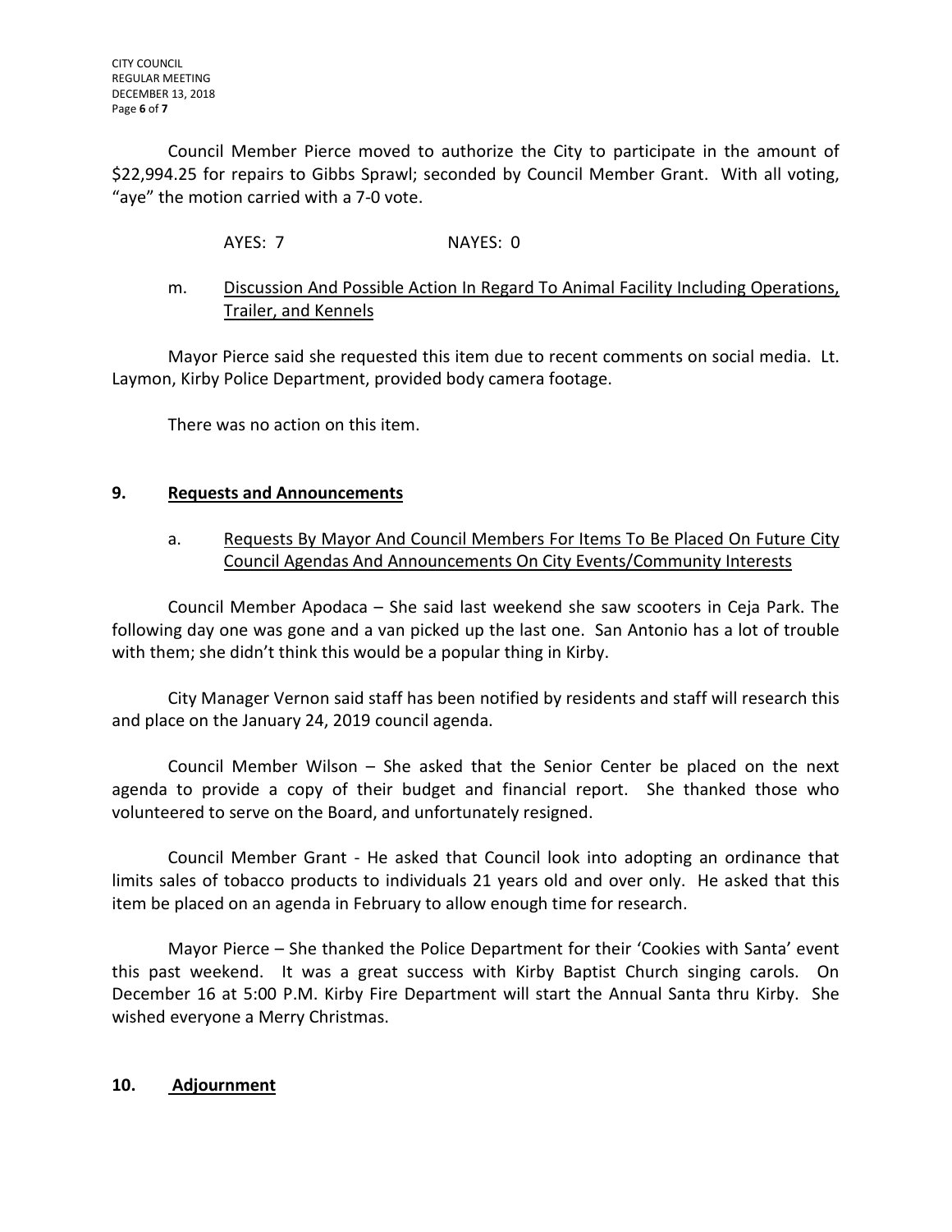Council Member Pierce moved to authorize the City to participate in the amount of $22,994.25 for repairs to Gibbs Sprawl; seconded by Council Member Grant. With all voting, "aye" the motion carried with a 7-0 vote.

AYES: 7 NAYES: 0

m. Discussion And Possible Action In Regard To Animal Facility Including Operations, Trailer, and Kennels

Mayor Pierce said she requested this item due to recent comments on social media. Lt. Laymon, Kirby Police Department, provided body camera footage.

There was no action on this item.

## 9. Requests and Announcements

a. Requests By Mayor And Council Members For Items To Be Placed On Future City Council Agendas And Announcements On City Events/Community Interests

Council Member Apodaca – She said last weekend she saw scooters in Ceja Park. The following day one was gone and a van picked up the last one. San Antonio has a lot of trouble with them; she didn't think this would be a popular thing in Kirby.

City Manager Vernon said staff has been notified by residents and staff will research this and place on the January 24, 2019 council agenda.

Council Member Wilson – She asked that the Senior Center be placed on the next agenda to provide a copy of their budget and financial report. She thanked those who volunteered to serve on the Board, and unfortunately resigned.

Council Member Grant - He asked that Council look into adopting an ordinance that limits sales of tobacco products to individuals 21 years old and over only. He asked that this item be placed on an agenda in February to allow enough time for research.

Mayor Pierce – She thanked the Police Department for their 'Cookies with Santa' event this past weekend. It was a great success with Kirby Baptist Church singing carols. On December 16 at 5:00 P.M. Kirby Fire Department will start the Annual Santa thru Kirby. She wished everyone a Merry Christmas.

## 10. Adjournment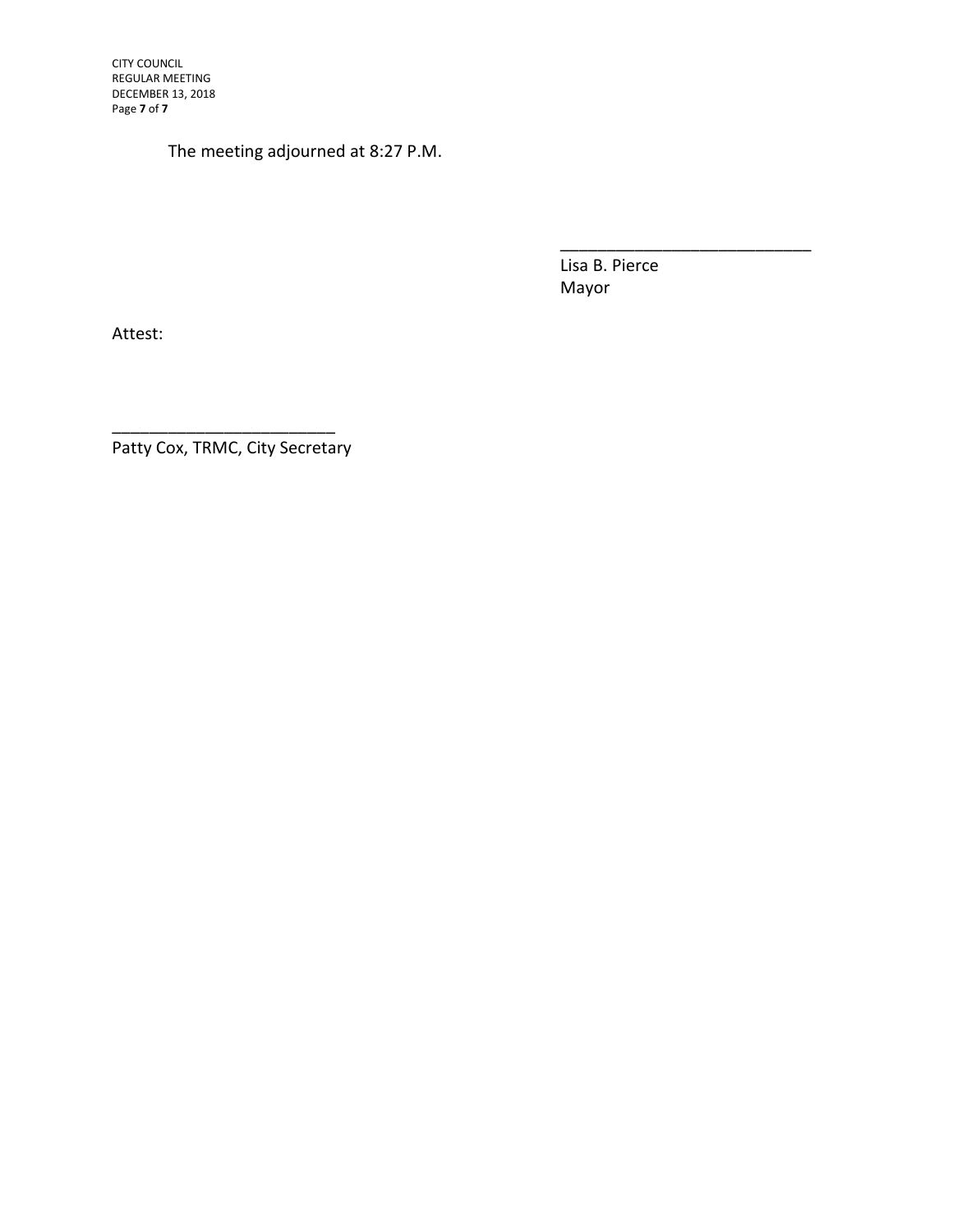The meeting adjourned at 8:27 P.M.

\_\_\_\_\_\_\_\_\_\_\_\_\_\_\_\_\_\_\_\_\_\_\_\_\_\_\_
Lisa B. Pierce
Mayor

Attest:

\_\_\_\_\_\_\_\_\_\_\_\_\_\_\_\_\_\_\_\_\_\_\_\_\_
Patty Cox, TRMC, City Secretary